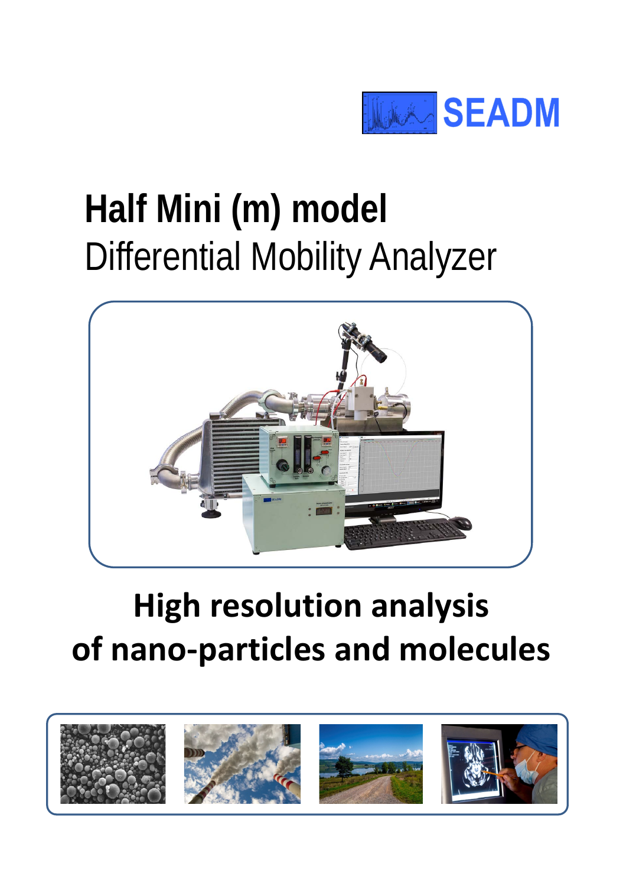SEADM

# Half Mini (m) model

Differential Mobility Analyzer

**High resolution analysis of nano-particles and molecules**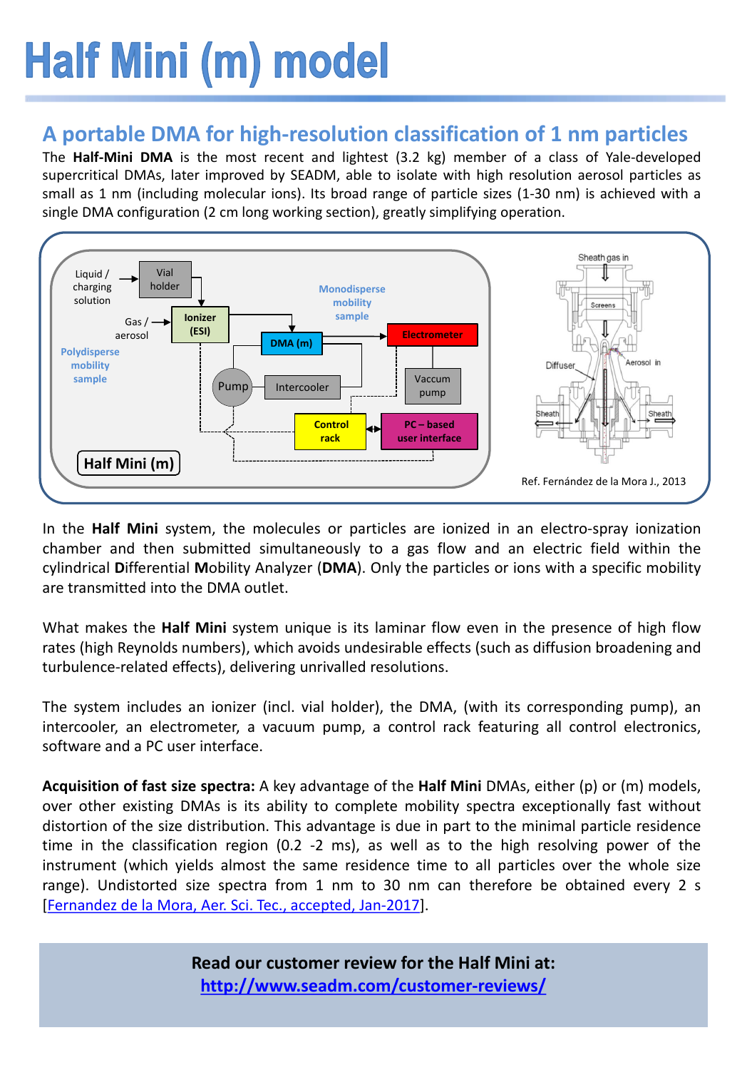# Half Mini (m) model

## A portable DMA for high-resolution classification of 1 nm particles

The **Half-Mini DMA** is the most recent and lightest (3.2 kg) member of a class of Yale-developed supercritical DMAs, later improved by SEADM, able to isolate with high resolution aerosol particles as small as 1 nm (including molecular ions). Its broad range of particle sizes (1-30 nm) is achieved with a single DMA configuration (2 cm long working section), greatly simplifying operation.

Ref. Fernández de la Mora J., 2013

In the **Half Mini** system, the molecules or particles are ionized in an electro-spray ionization chamber and then submitted simultaneously to a gas flow and an electric field within the cylindrical **D**ifferential **M**obility Analyzer (**DMA**). Only the particles or ions with a specific mobility are transmitted into the DMA outlet.

What makes the **Half Mini** system unique is its laminar flow even in the presence of high flow rates (high Reynolds numbers), which avoids undesirable effects (such as diffusion broadening and turbulence-related effects), delivering unrivalled resolutions.

The system includes an ionizer (incl. vial holder), the DMA, (with its corresponding pump), an intercooler, an electrometer, a vacuum pump, a control rack featuring all control electronics, software and a PC user interface.

**Acquisition of fast size spectra:** A key advantage of the **Half Mini** DMAs, either (p) or (m) models, over other existing DMAs is its ability to complete mobility spectra exceptionally fast without distortion of the size distribution. This advantage is due in part to the minimal particle residence time in the classification region (0.2 -2 ms), as well as to the high resolving power of the instrument (which yields almost the same residence time to all particles over the whole size range). Undistorted size spectra from 1 nm to 30 nm can therefore be obtained every 2 s [Fernandez de la Mora, Aer. Sci. Tec., accepted, Jan-2017].

**Read our customer review for the Half Mini at:**
**http://www.seadm.com/customer-reviews/**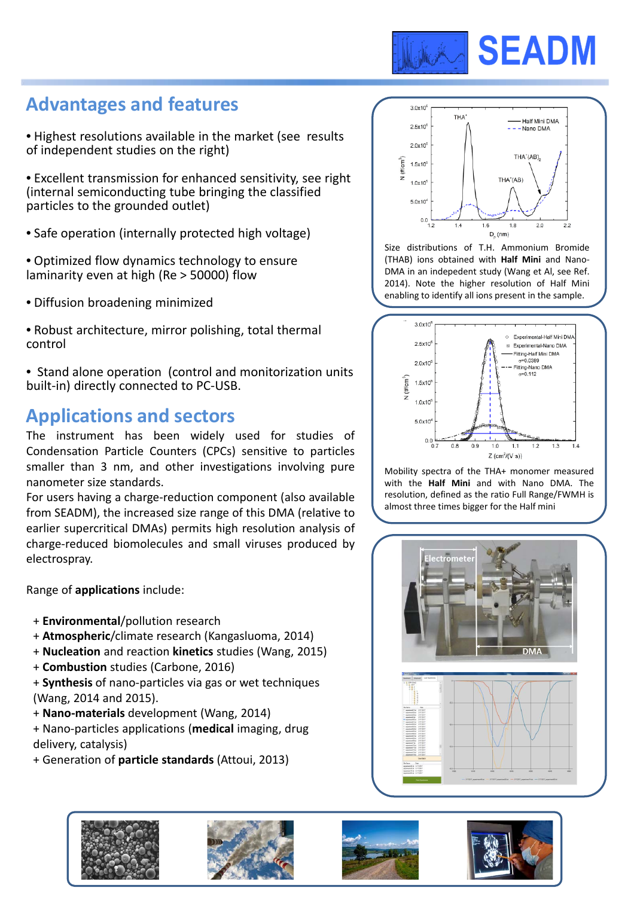SEADM

## Advantages and features

- Highest resolutions available in the market (see results of independent studies on the right)
- Excellent transmission for enhanced sensitivity, see right (internal semiconducting tube bringing the classified particles to the grounded outlet)
- Safe operation (internally protected high voltage)
- Optimized flow dynamics technology to ensure laminarity even at high (Re > 50000) flow
- Diffusion broadening minimized
- Robust architecture, mirror polishing, total thermal control
- Stand alone operation (control and monitorization units built-in) directly connected to PC-USB.

## Applications and sectors

The instrument has been widely used for studies of Condensation Particle Counters (CPCs) sensitive to particles smaller than 3 nm, and other investigations involving pure nanometer size standards.

For users having a charge-reduction component (also available from SEADM), the increased size range of this DMA (relative to earlier supercritical DMAs) permits high resolution analysis of charge-reduced biomolecules and small viruses produced by electrospray.

Range of **applications** include:

+ **Environmental**/pollution research
+ **Atmospheric**/climate research (Kangasluoma, 2014)
+ **Nucleation** and reaction **kinetics** studies (Wang, 2015)
+ **Combustion** studies (Carbone, 2016)
+ **Synthesis** of nano-particles via gas or wet techniques (Wang, 2014 and 2015).
+ **Nano-materials** development (Wang, 2014)
+ Nano-particles applications (**medical** imaging, drug delivery, catalysis)
+ Generation of **particle standards** (Attoui, 2013)

Size distributions of T.H. Ammonium Bromide (THAB) ions obtained with **Half Mini** and Nano-DMA in an indepedent study (Wang et Al, see Ref. 2014). Note the higher resolution of Half Mini enabling to identify all ions present in the sample.

Mobility spectra of the THA+ monomer measured with the **Half Mini** and with Nano DMA. The resolution, defined as the ratio Full Range/FWHM is almost three times bigger for the Half mini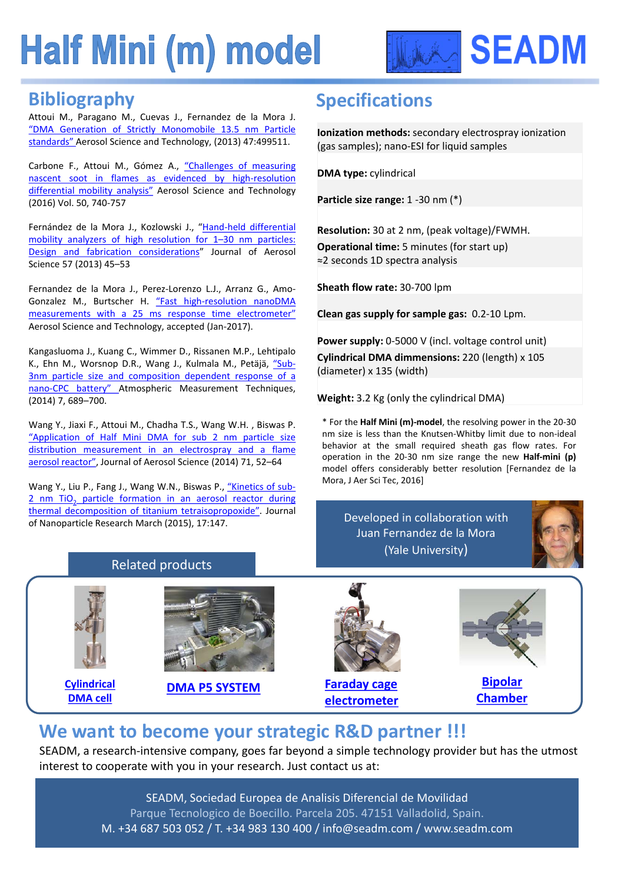# Half Mini (m) model

SEADM

## Bibliography

Attoui M., Paragano M., Cuevas J., Fernandez de la Mora J. "DMA Generation of Strictly Monomobile 13.5 nm Particle standards" Aerosol Science and Technology, (2013) 47:499511.

Carbone F., Attoui M., Gómez A., "Challenges of measuring nascent soot in flames as evidenced by high-resolution differential mobility analysis" Aerosol Science and Technology (2016) Vol. 50, 740-757

Fernández de la Mora J., Kozlowski J., "Hand-held differential mobility analyzers of high resolution for 1–30 nm particles: Design and fabrication considerations" Journal of Aerosol Science 57 (2013) 45–53

Fernandez de la Mora J., Perez-Lorenzo L.J., Arranz G., Amo-Gonzalez M., Burtscher H. "Fast high-resolution nanoDMA measurements with a 25 ms response time electrometer" Aerosol Science and Technology, accepted (Jan-2017).

Kangasluoma J., Kuang C., Wimmer D., Rissanen M.P., Lehtipalo K., Ehn M., Worsnop D.R., Wang J., Kulmala M., Petäjä, "Sub-3nm particle size and composition dependent response of a nano-CPC battery" Atmospheric Measurement Techniques, (2014) 7, 689–700.

Wang Y., Jiaxi F., Attoui M., Chadha T.S., Wang W.H. , Biswas P. "Application of Half Mini DMA for sub 2 nm particle size distribution measurement in an electrospray and a flame aerosol reactor", Journal of Aerosol Science (2014) 71, 52–64

Wang Y., Liu P., Fang J., Wang W.N., Biswas P., "Kinetics of sub-2 nm $TiO_2$ particle formation in an aerosol reactor during thermal decomposition of titanium tetraisopropoxide". Journal of Nanoparticle Research March (2015), 17:147.

## Specifications

**Ionization methods:** secondary electrospray ionization (gas samples); nano-ESI for liquid samples

**DMA type:** cylindrical

**Particle size range:** 1 -30 nm (*)

**Resolution:** 30 at 2 nm, (peak voltage)/FWHM.

**Operational time:** 5 minutes (for start up)
≈2 seconds 1D spectra analysis

**Sheath flow rate:** 30-700 lpm

**Clean gas supply for sample gas:** 0.2-10 Lpm.

**Power supply:** 0-5000 V (incl. voltage control unit)

**Cylindrical DMA dimensions:** 220 (length) x 105 (diameter) x 135 (width)

**Weight:** 3.2 Kg (only the cylindrical DMA)

\* For the **Half Mini (m)-model**, the resolving power in the 20-30 nm size is less than the Knutsen-Whitby limit due to non-ideal behavior at the small required sheath gas flow rates. For operation in the 20-30 nm size range the new **Half-mini (p)** model offers considerably better resolution [Fernandez de la Mora, J Aer Sci Tec, 2016]

Developed in collaboration with Juan Fernandez de la Mora (Yale University)

### Related products

Cylindrical DMA cell

DMA P5 SYSTEM

Faraday cage electrometer

Bipolar Chamber

## We want to become your strategic R&D partner !!!

SEADM, a research-intensive company, goes far beyond a simple technology provider but has the utmost interest to cooperate with you in your research. Just contact us at:

SEADM, Sociedad Europea de Analisis Diferencial de Movilidad
Parque Tecnologico de Boecillo. Parcela 205. 47151 Valladolid, Spain.
M. +34 687 503 052 / T. +34 983 130 400 / info@seadm.com / www.seadm.com